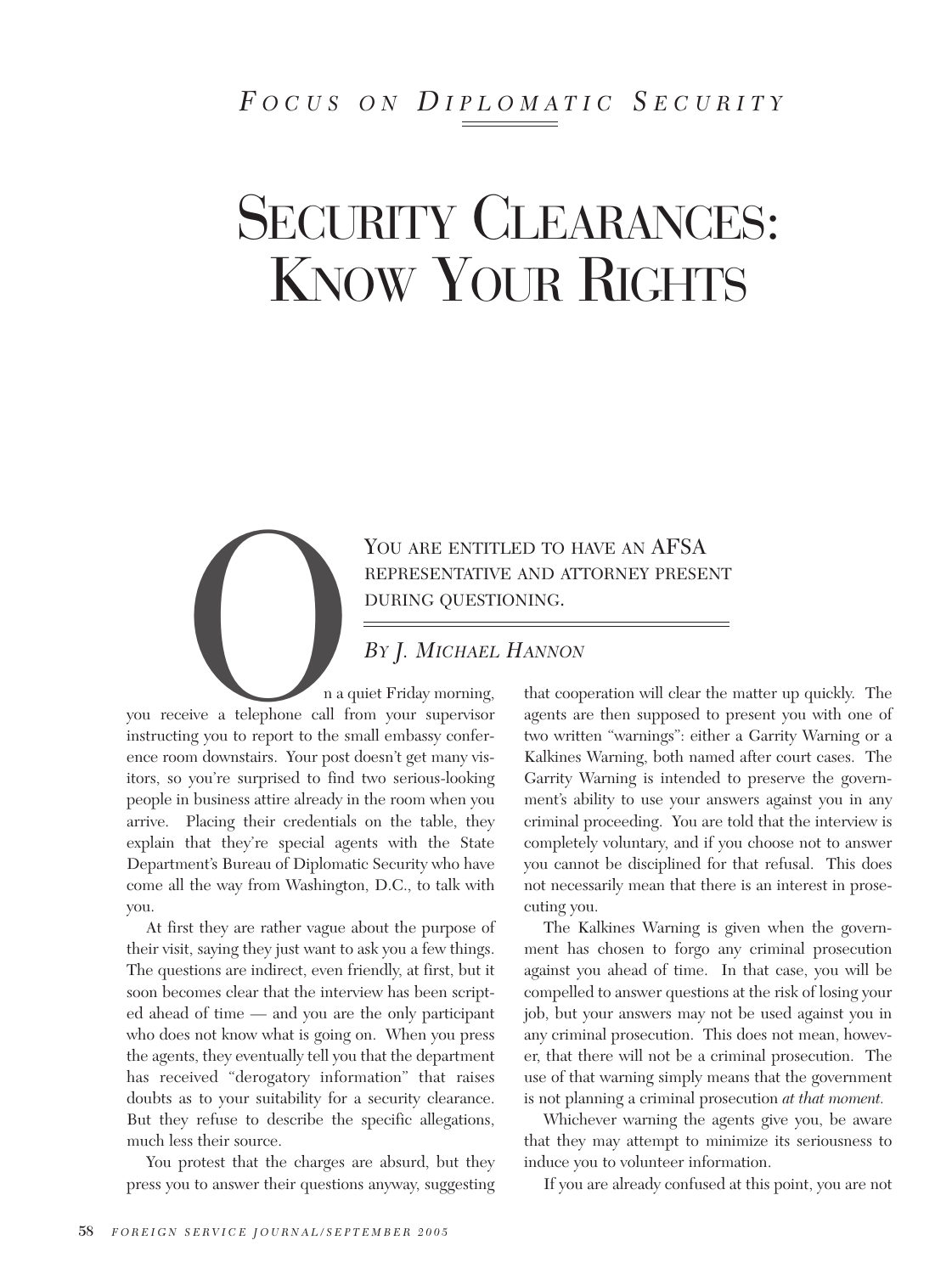*FOCUS ON DIPLOMATIC SECURITY*

# SECURITY CLEARANCES: KNOW YOUR RIGHTS

YOU ARE ENTITLED TO HAVE AN AFSA REPRESENTATIVE AND ATTORNEY PRESENT DURING QUESTIONING.

*BY J. MICHAEL HANNON*

On a quiet Friday morning, you receive a telephone call from your supervisor instructing you to report to the small embassy conference room downstairs. Your post doesn't get many visitors, so you're surprised to find two serious-looking people in business attire already in the room when you arrive. Placing their credentials on the table, they explain that they're special agents with the State Department's Bureau of Diplomatic Security who have come all the way from Washington, D.C., to talk with you.

At first they are rather vague about the purpose of their visit, saying they just want to ask you a few things. The questions are indirect, even friendly, at first, but it soon becomes clear that the interview has been scripted ahead of time — and you are the only participant who does not know what is going on. When you press the agents, they eventually tell you that the department has received "derogatory information" that raises doubts as to your suitability for a security clearance. But they refuse to describe the specific allegations, much less their source.

You protest that the charges are absurd, but they press you to answer their questions anyway, suggesting that cooperation will clear the matter up quickly. The agents are then supposed to present you with one of two written "warnings": either a Garrity Warning or a Kalkines Warning, both named after court cases. The Garrity Warning is intended to preserve the government's ability to use your answers against you in any criminal proceeding. You are told that the interview is completely voluntary, and if you choose not to answer you cannot be disciplined for that refusal. This does not necessarily mean that there is an interest in prosecuting you.

The Kalkines Warning is given when the government has chosen to forgo any criminal prosecution against you ahead of time. In that case, you will be compelled to answer questions at the risk of losing your job, but your answers may not be used against you in any criminal prosecution. This does not mean, however, that there will not be a criminal prosecution. The use of that warning simply means that the government is not planning a criminal prosecution *at that moment.*

Whichever warning the agents give you, be aware that they may attempt to minimize its seriousness to induce you to volunteer information.

If you are already confused at this point, you are not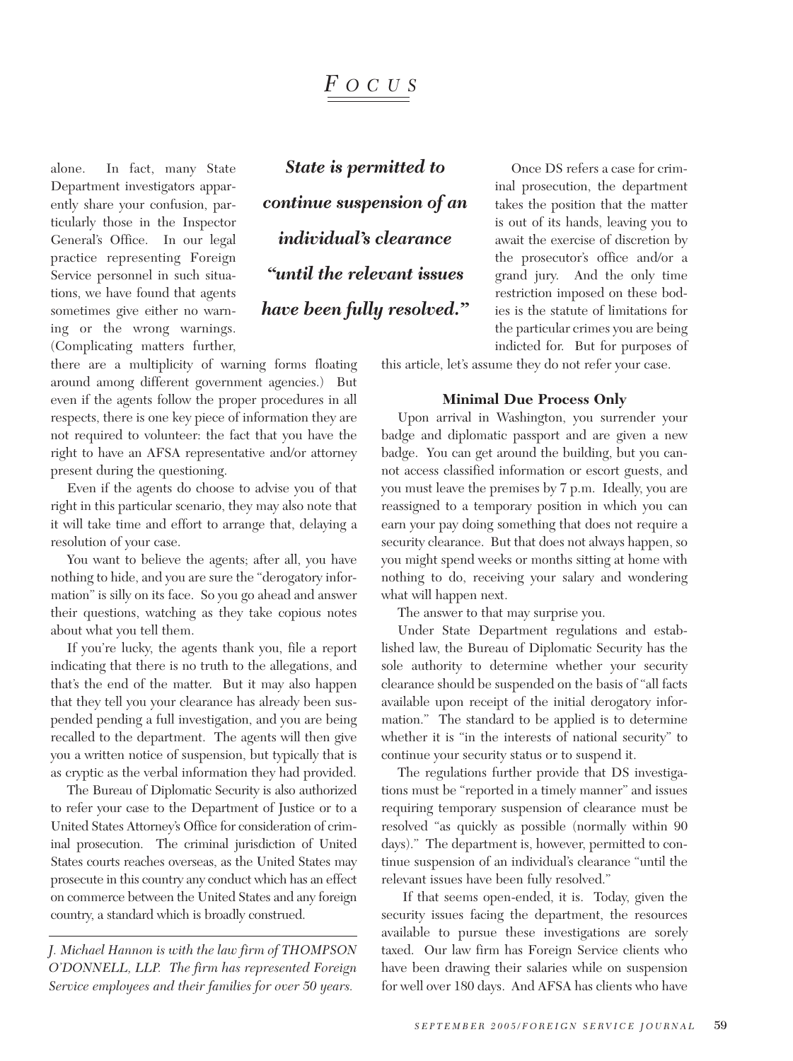alone. In fact, many State Department investigators apparently share your confusion, particularly those in the Inspector General's Office. In our legal practice representing Foreign Service personnel in such situations, we have found that agents sometimes give either no warning or the wrong warnings. (Complicating matters further, there are a multiplicity of warning forms floating around among different government agencies.) But even if the agents follow the proper procedures in all respects, there is one key piece of information they are not required to volunteer: the fact that you have the right to have an AFSA representative and/or attorney present during the questioning.

Even if the agents do choose to advise you of that right in this particular scenario, they may also note that it will take time and effort to arrange that, delaying a resolution of your case.

You want to believe the agents; after all, you have nothing to hide, and you are sure the "derogatory information" is silly on its face. So you go ahead and answer their questions, watching as they take copious notes about what you tell them.

If you're lucky, the agents thank you, file a report indicating that there is no truth to the allegations, and that's the end of the matter. But it may also happen that they tell you your clearance has already been suspended pending a full investigation, and you are being recalled to the department. The agents will then give you a written notice of suspension, but typically that is as cryptic as the verbal information they had provided.

The Bureau of Diplomatic Security is also authorized to refer your case to the Department of Justice or to a United States Attorney's Office for consideration of criminal prosecution. The criminal jurisdiction of United States courts reaches overseas, as the United States may prosecute in this country any conduct which has an effect on commerce between the United States and any foreign country, a standard which is broadly construed.

***State is permitted to continue suspension of an individual's clearance "until the relevant issues have been fully resolved."***

Once DS refers a case for criminal prosecution, the department takes the position that the matter is out of its hands, leaving you to await the exercise of discretion by the prosecutor's office and/or a grand jury. And the only time restriction imposed on these bodies is the statute of limitations for the particular crimes you are being indicted for. But for purposes of this article, let's assume they do not refer your case.

### Minimal Due Process Only

Upon arrival in Washington, you surrender your badge and diplomatic passport and are given a new badge. You can get around the building, but you cannot access classified information or escort guests, and you must leave the premises by 7 p.m. Ideally, you are reassigned to a temporary position in which you can earn your pay doing something that does not require a security clearance. But that does not always happen, so you might spend weeks or months sitting at home with nothing to do, receiving your salary and wondering what will happen next.

The answer to that may surprise you.

Under State Department regulations and established law, the Bureau of Diplomatic Security has the sole authority to determine whether your security clearance should be suspended on the basis of "all facts available upon receipt of the initial derogatory information." The standard to be applied is to determine whether it is "in the interests of national security" to continue your security status or to suspend it.

The regulations further provide that DS investigations must be "reported in a timely manner" and issues requiring temporary suspension of clearance must be resolved "as quickly as possible (normally within 90 days)." The department is, however, permitted to continue suspension of an individual's clearance "until the relevant issues have been fully resolved."

If that seems open-ended, it is. Today, given the security issues facing the department, the resources available to pursue these investigations are sorely taxed. Our law firm has Foreign Service clients who have been drawing their salaries while on suspension for well over 180 days. And AFSA has clients who have

*J. Michael Hannon is with the law firm of THOMPSON O'DONNELL, LLP. The firm has represented Foreign Service employees and their families for over 50 years.*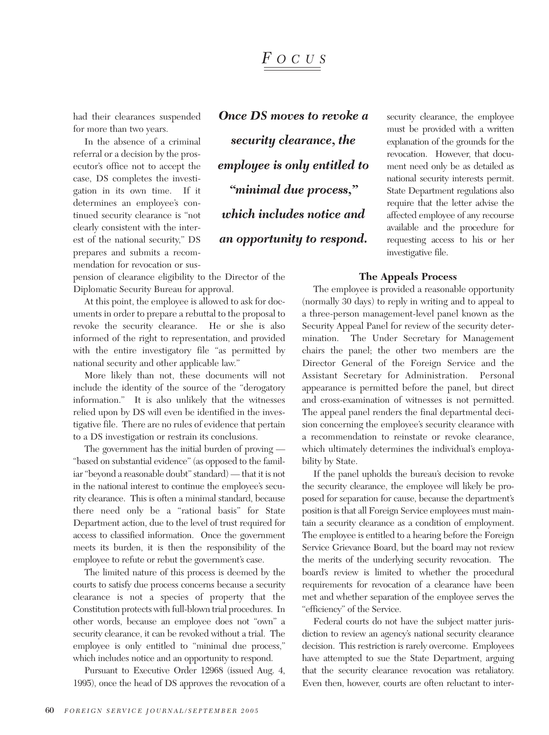had their clearances suspended for more than two years.

In the absence of a criminal referral or a decision by the prosecutor's office not to accept the case, DS completes the investigation in its own time. If it determines an employee's continued security clearance is "not clearly consistent with the interest of the national security," DS prepares and submits a recommendation for revocation or suspension of clearance eligibility to the Director of the Diplomatic Security Bureau for approval.

> ***Once DS moves to revoke a security clearance, the employee is only entitled to "minimal due process," which includes notice and an opportunity to respond.***

At this point, the employee is allowed to ask for documents in order to prepare a rebuttal to the proposal to revoke the security clearance. He or she is also informed of the right to representation, and provided with the entire investigatory file "as permitted by national security and other applicable law."

More likely than not, these documents will not include the identity of the source of the "derogatory information." It is also unlikely that the witnesses relied upon by DS will even be identified in the investigative file. There are no rules of evidence that pertain to a DS investigation or restrain its conclusions.

The government has the initial burden of proving — "based on substantial evidence" (as opposed to the familiar "beyond a reasonable doubt" standard) — that it is not in the national interest to continue the employee's security clearance. This is often a minimal standard, because there need only be a "rational basis" for State Department action, due to the level of trust required for access to classified information. Once the government meets its burden, it is then the responsibility of the employee to refute or rebut the government's case.

The limited nature of this process is deemed by the courts to satisfy due process concerns because a security clearance is not a species of property that the Constitution protects with full-blown trial procedures. In other words, because an employee does not "own" a security clearance, it can be revoked without a trial. The employee is only entitled to "minimal due process," which includes notice and an opportunity to respond.

Pursuant to Executive Order 12968 (issued Aug. 4, 1995), once the head of DS approves the revocation of a security clearance, the employee must be provided with a written explanation of the grounds for the revocation. However, that document need only be as detailed as national security interests permit. State Department regulations also require that the letter advise the affected employee of any recourse available and the procedure for requesting access to his or her investigative file.

### The Appeals Process

The employee is provided a reasonable opportunity (normally 30 days) to reply in writing and to appeal to a three-person management-level panel known as the Security Appeal Panel for review of the security determination. The Under Secretary for Management chairs the panel; the other two members are the Director General of the Foreign Service and the Assistant Secretary for Administration. Personal appearance is permitted before the panel, but direct and cross-examination of witnesses is not permitted. The appeal panel renders the final departmental decision concerning the employee's security clearance with a recommendation to reinstate or revoke clearance, which ultimately determines the individual's employability by State.

If the panel upholds the bureau's decision to revoke the security clearance, the employee will likely be proposed for separation for cause, because the department's position is that all Foreign Service employees must maintain a security clearance as a condition of employment. The employee is entitled to a hearing before the Foreign Service Grievance Board, but the board may not review the merits of the underlying security revocation. The board's review is limited to whether the procedural requirements for revocation of a clearance have been met and whether separation of the employee serves the "efficiency" of the Service.

Federal courts do not have the subject matter jurisdiction to review an agency's national security clearance decision. This restriction is rarely overcome. Employees have attempted to sue the State Department, arguing that the security clearance revocation was retaliatory. Even then, however, courts are often reluctant to inter-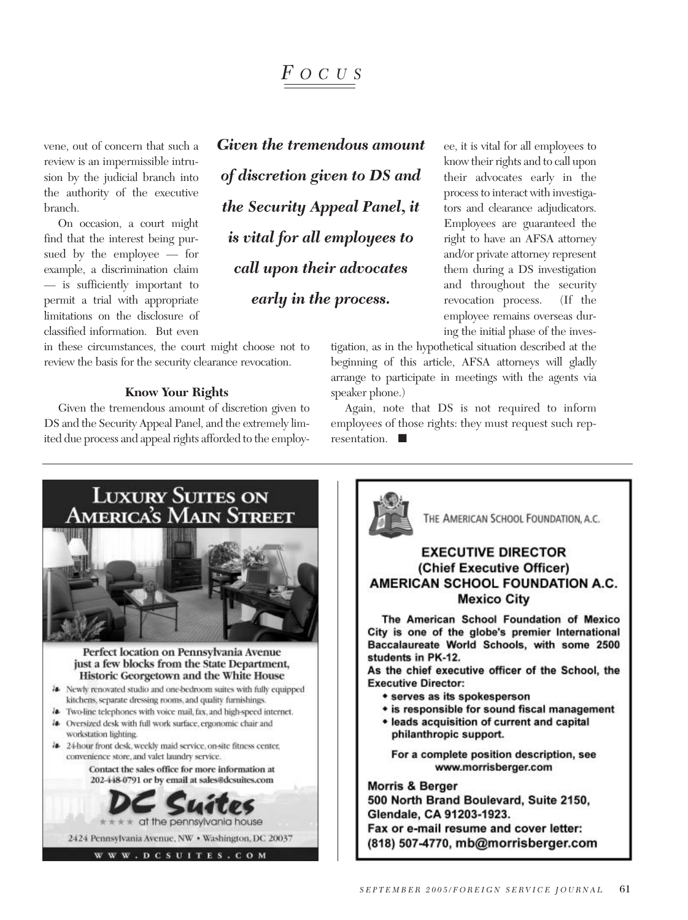vene, out of concern that such a review is an impermissible intrusion by the judicial branch into the authority of the executive branch.

On occasion, a court might find that the interest being pursued by the employee — for example, a discrimination claim — is sufficiently important to permit a trial with appropriate limitations on the disclosure of classified information. But even in these circumstances, the court might choose not to review the basis for the security clearance revocation.

***Given the tremendous amount of discretion given to DS and the Security Appeal Panel, it is vital for all employees to call upon their advocates early in the process.***

**Know Your Rights**

Given the tremendous amount of discretion given to DS and the Security Appeal Panel, and the extremely limited due process and appeal rights afforded to the employee, it is vital for all employees to know their rights and to call upon their advocates early in the process to interact with investigators and clearance adjudicators. Employees are guaranteed the right to have an AFSA attorney and/or private attorney represent them during a DS investigation and throughout the security revocation process. (If the employee remains overseas during the initial phase of the investigation, as in the hypothetical situation described at the beginning of this article, AFSA attorneys will gladly arrange to participate in meetings with the agents via speaker phone.)

Again, note that DS is not required to inform employees of those rights: they must request such representation. ■

---

**LUXURY SUITES ON AMERICA'S MAIN STREET**

**Perfect location on Pennsylvania Avenue just a few blocks from the State Department, Historic Georgetown and the White House**

- Newly renovated studio and one-bedroom suites with fully equipped kitchens, separate dressing rooms, and quality furnishings.
- Two-line telephones with voice mail, fax, and high-speed internet.
- Oversized desk with full work surface, ergonomic chair and workstation lighting.
- 24-hour front desk, weekly maid service, on-site fitness center, convenience store, and valet laundry service.

**Contact the sales office for more information at 202-448-0791 or by email at sales@dcsuites.com**

**DC Suites**
★★★★ at the pennsylvania house

2424 Pennsylvania Avenue, NW • Washington, DC 20037

WWW.DCSUITES.COM

---

THE AMERICAN SCHOOL FOUNDATION, A.C.

**EXECUTIVE DIRECTOR**
**(Chief Executive Officer)**
**AMERICAN SCHOOL FOUNDATION A.C.**
**Mexico City**

**The American School Foundation of Mexico City is one of the globe's premier International Baccalaureate World Schools, with some 2500 students in PK-12.**

**As the chief executive officer of the School, the Executive Director:**

- **serves as its spokesperson**
- **is responsible for sound fiscal management**
- **leads acquisition of current and capital philanthropic support.**

**For a complete position description, see www.morrisberger.com**

**Morris & Berger**
**500 North Brand Boulevard, Suite 2150,**
**Glendale, CA 91203-1923.**
**Fax or e-mail resume and cover letter:**
**(818) 507-4770, mb@morrisberger.com**